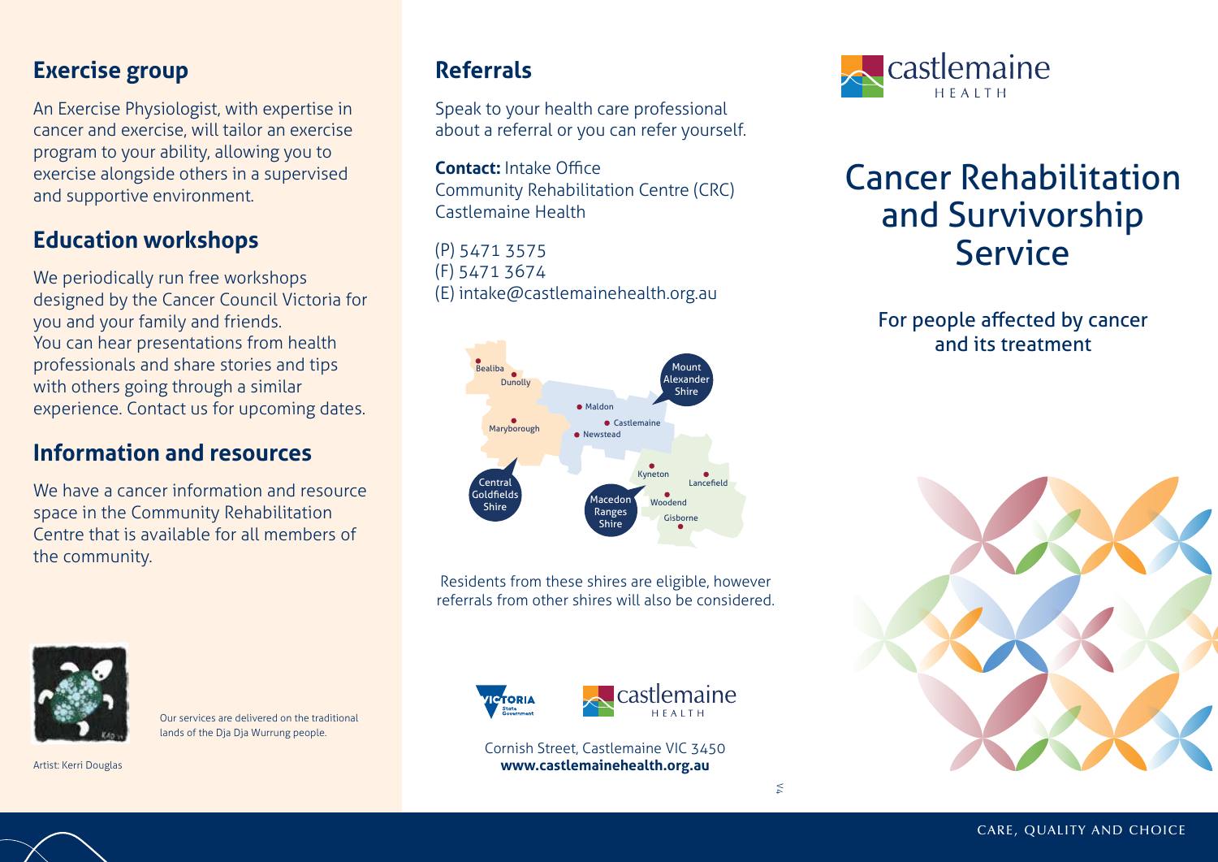## Exercise group

An Exercise Physiologist, with expertise in cancer and exercise, will tailor an exercise program to your ability, allowing you to exercise alongside others in a supervised and supportive environment.

## Education workshops

We periodically run free workshops designed by the Cancer Council Victoria for you and your family and friends. You can hear presentations from health professionals and share stories and tips with others going through a similar experience. Contact us for upcoming dates.

## Information and resources

We have a cancer information and resource space in the Community Rehabilitation Centre that is available for all members of the community.

Our services are delivered on the traditional lands of the Dja Dja Wurrung people.

Artist: Kerri Douglas

## Referrals

Speak to your health care professional about a referral or you can refer yourself.

**Contact:** Intake Office
Community Rehabilitation Centre (CRC)
Castlemaine Health

(P) 5471 3575
(F) 5471 3674
(E) intake@castlemainehealth.org.au

Bealiba, Dunolly, Maldon, Castlemaine, Newstead, Maryborough, Kyneton, Lancefield, Woodend, Gisborne

Mount Alexander Shire
Central Goldfields Shire
Macedon Ranges Shire

Residents from these shires are eligible, however referrals from other shires will also be considered.

Cornish Street, Castlemaine VIC 3450
**www.castlemainehealth.org.au**

castlemaine HEALTH

# Cancer Rehabilitation and Survivorship Service

For people affected by cancer and its treatment

CARE, QUALITY AND CHOICE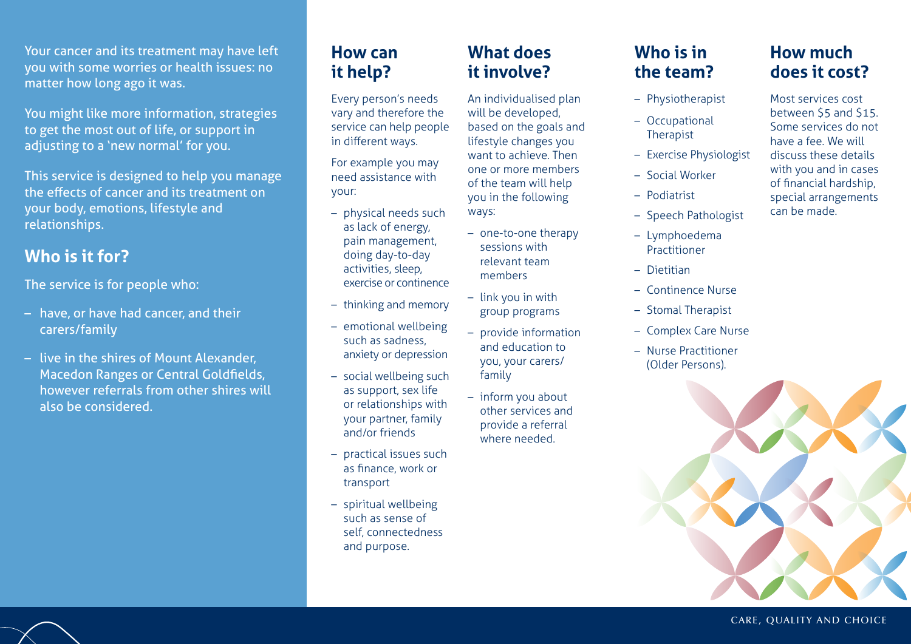Your cancer and its treatment may have left you with some worries or health issues: no matter how long ago it was.

You might like more information, strategies to get the most out of life, or support in adjusting to a 'new normal' for you.

This service is designed to help you manage the effects of cancer and its treatment on your body, emotions, lifestyle and relationships.

## Who is it for?

The service is for people who:

- have, or have had cancer, and their carers/family
- live in the shires of Mount Alexander, Macedon Ranges or Central Goldfields, however referrals from other shires will also be considered.

## How can it help?

Every person's needs vary and therefore the service can help people in different ways.

For example you may need assistance with your:

- physical needs such as lack of energy, pain management, doing day-to-day activities, sleep, exercise or continence
- thinking and memory
- emotional wellbeing such as sadness, anxiety or depression
- social wellbeing such as support, sex life or relationships with your partner, family and/or friends
- practical issues such as finance, work or transport
- spiritual wellbeing such as sense of self, connectedness and purpose.

## What does it involve?

An individualised plan will be developed, based on the goals and lifestyle changes you want to achieve. Then one or more members of the team will help you in the following ways:

- one-to-one therapy sessions with relevant team members
- link you in with group programs
- provide information and education to you, your carers/ family
- inform you about other services and provide a referral where needed.

## Who is in the team?

- Physiotherapist
- Occupational Therapist
- Exercise Physiologist
- Social Worker
- Podiatrist
- Speech Pathologist
- Lymphoedema Practitioner
- Dietitian
- Continence Nurse
- Stomal Therapist
- Complex Care Nurse
- Nurse Practitioner (Older Persons).

## How much does it cost?

Most services cost between $5 and $15. Some services do not have a fee. We will discuss these details with you and in cases of financial hardship, special arrangements can be made.

CARE, QUALITY AND CHOICE